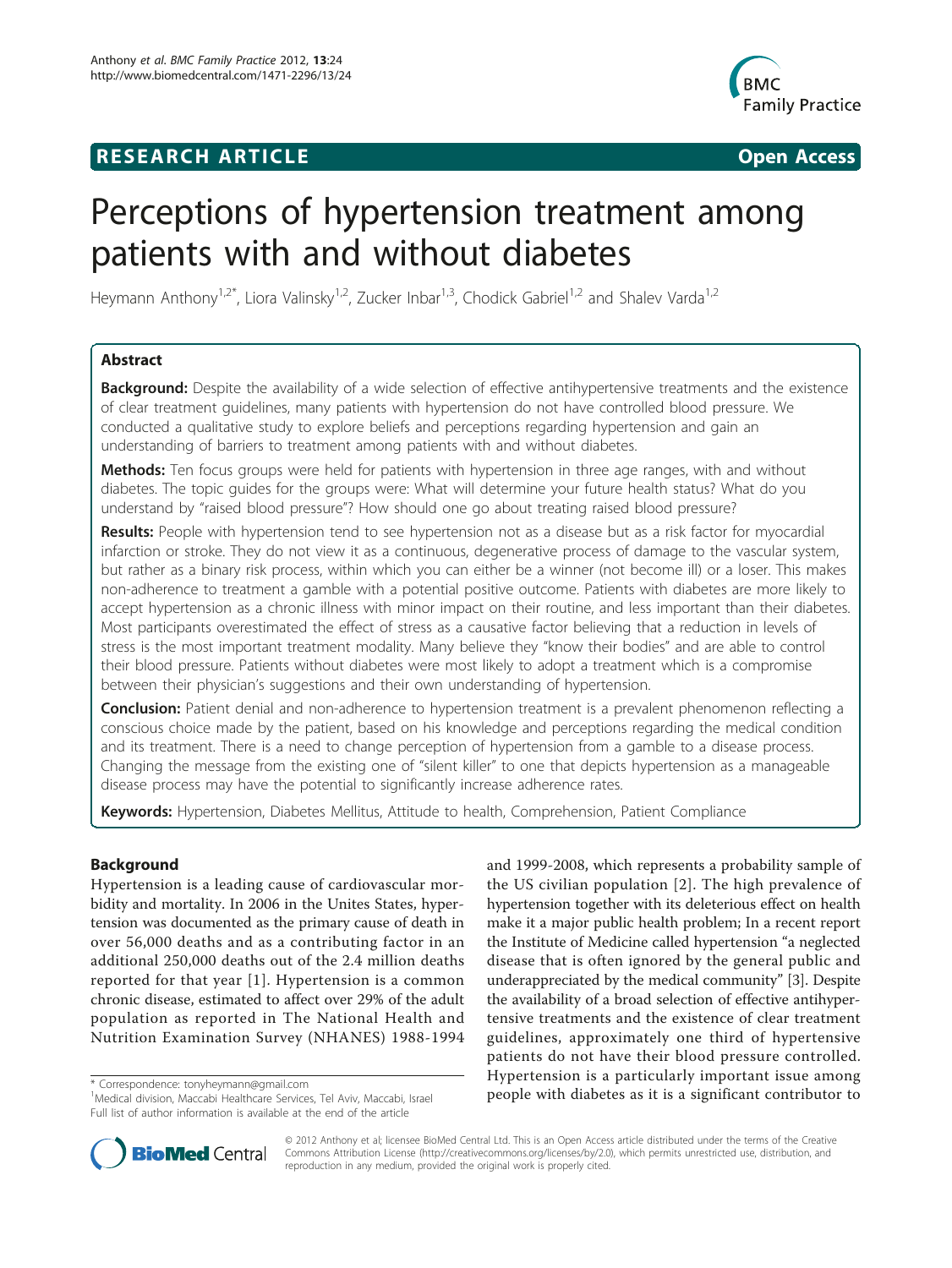RESEARCH ARTICLE Open Access

# Perceptions of hypertension treatment among patients with and without diabetes

Heymann Anthony[1,2*], Liora Valinsky[1,2], Zucker Inbar[1,3], Chodick Gabriel[1,2] and Shalev Varda[1,2]

## Abstract

**Background:** Despite the availability of a wide selection of effective antihypertensive treatments and the existence of clear treatment guidelines, many patients with hypertension do not have controlled blood pressure. We conducted a qualitative study to explore beliefs and perceptions regarding hypertension and gain an understanding of barriers to treatment among patients with and without diabetes.

**Methods:** Ten focus groups were held for patients with hypertension in three age ranges, with and without diabetes. The topic guides for the groups were: What will determine your future health status? What do you understand by "raised blood pressure"? How should one go about treating raised blood pressure?

**Results:** People with hypertension tend to see hypertension not as a disease but as a risk factor for myocardial infarction or stroke. They do not view it as a continuous, degenerative process of damage to the vascular system, but rather as a binary risk process, within which you can either be a winner (not become ill) or a loser. This makes non-adherence to treatment a gamble with a potential positive outcome. Patients with diabetes are more likely to accept hypertension as a chronic illness with minor impact on their routine, and less important than their diabetes. Most participants overestimated the effect of stress as a causative factor believing that a reduction in levels of stress is the most important treatment modality. Many believe they "know their bodies" and are able to control their blood pressure. Patients without diabetes were most likely to adopt a treatment which is a compromise between their physician's suggestions and their own understanding of hypertension.

**Conclusion:** Patient denial and non-adherence to hypertension treatment is a prevalent phenomenon reflecting a conscious choice made by the patient, based on his knowledge and perceptions regarding the medical condition and its treatment. There is a need to change perception of hypertension from a gamble to a disease process. Changing the message from the existing one of "silent killer" to one that depicts hypertension as a manageable disease process may have the potential to significantly increase adherence rates.

**Keywords:** Hypertension, Diabetes Mellitus, Attitude to health, Comprehension, Patient Compliance

## Background

Hypertension is a leading cause of cardiovascular morbidity and mortality. In 2006 in the Unites States, hypertension was documented as the primary cause of death in over 56,000 deaths and as a contributing factor in an additional 250,000 deaths out of the 2.4 million deaths reported for that year [1]. Hypertension is a common chronic disease, estimated to affect over 29% of the adult population as reported in The National Health and Nutrition Examination Survey (NHANES) 1988-1994 and 1999-2008, which represents a probability sample of the US civilian population [2]. The high prevalence of hypertension together with its deleterious effect on health make it a major public health problem; In a recent report the Institute of Medicine called hypertension "a neglected disease that is often ignored by the general public and underappreciated by the medical community" [3]. Despite the availability of a broad selection of effective antihypertensive treatments and the existence of clear treatment guidelines, approximately one third of hypertensive patients do not have their blood pressure controlled. Hypertension is a particularly important issue among people with diabetes as it is a significant contributor to

\* Correspondence: tonyheymann@gmail.com
[1]Medical division, Maccabi Healthcare Services, Tel Aviv, Maccabi, Israel
Full list of author information is available at the end of the article

© 2012 Anthony et al; licensee BioMed Central Ltd. This is an Open Access article distributed under the terms of the Creative Commons Attribution License (http://creativecommons.org/licenses/by/2.0), which permits unrestricted use, distribution, and reproduction in any medium, provided the original work is properly cited.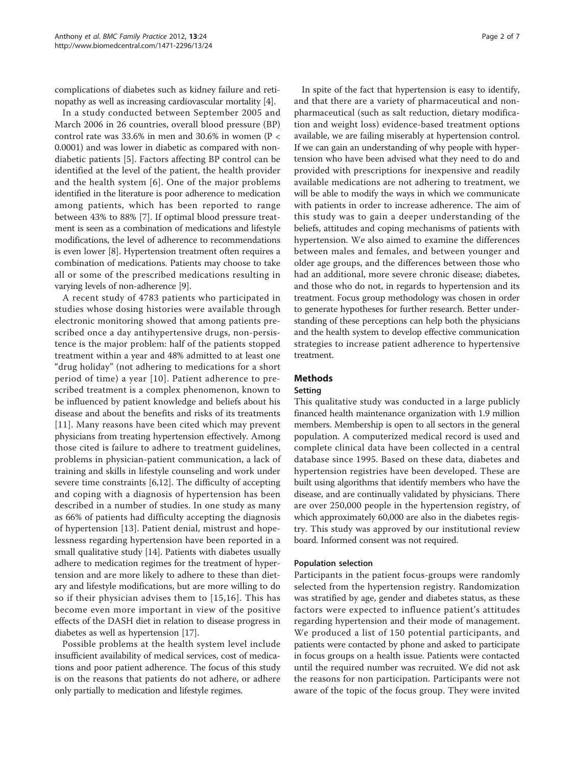complications of diabetes such as kidney failure and retinopathy as well as increasing cardiovascular mortality [4].

In a study conducted between September 2005 and March 2006 in 26 countries, overall blood pressure (BP) control rate was 33.6% in men and 30.6% in women ($P < 0.0001$) and was lower in diabetic as compared with non-diabetic patients [5]. Factors affecting BP control can be identified at the level of the patient, the health provider and the health system [6]. One of the major problems identified in the literature is poor adherence to medication among patients, which has been reported to range between 43% to 88% [7]. If optimal blood pressure treatment is seen as a combination of medications and lifestyle modifications, the level of adherence to recommendations is even lower [8]. Hypertension treatment often requires a combination of medications. Patients may choose to take all or some of the prescribed medications resulting in varying levels of non-adherence [9].

A recent study of 4783 patients who participated in studies whose dosing histories were available through electronic monitoring showed that among patients prescribed once a day antihypertensive drugs, non-persistence is the major problem: half of the patients stopped treatment within a year and 48% admitted to at least one "drug holiday" (not adhering to medications for a short period of time) a year [10]. Patient adherence to prescribed treatment is a complex phenomenon, known to be influenced by patient knowledge and beliefs about his disease and about the benefits and risks of its treatments [11]. Many reasons have been cited which may prevent physicians from treating hypertension effectively. Among those cited is failure to adhere to treatment guidelines, problems in physician-patient communication, a lack of training and skills in lifestyle counseling and work under severe time constraints [6,12]. The difficulty of accepting and coping with a diagnosis of hypertension has been described in a number of studies. In one study as many as 66% of patients had difficulty accepting the diagnosis of hypertension [13]. Patient denial, mistrust and hopelessness regarding hypertension have been reported in a small qualitative study [14]. Patients with diabetes usually adhere to medication regimes for the treatment of hypertension and are more likely to adhere to these than dietary and lifestyle modifications, but are more willing to do so if their physician advises them to [15,16]. This has become even more important in view of the positive effects of the DASH diet in relation to disease progress in diabetes as well as hypertension [17].

Possible problems at the health system level include insufficient availability of medical services, cost of medications and poor patient adherence. The focus of this study is on the reasons that patients do not adhere, or adhere only partially to medication and lifestyle regimes.

In spite of the fact that hypertension is easy to identify, and that there are a variety of pharmaceutical and non-pharmaceutical (such as salt reduction, dietary modification and weight loss) evidence-based treatment options available, we are failing miserably at hypertension control. If we can gain an understanding of why people with hypertension who have been advised what they need to do and provided with prescriptions for inexpensive and readily available medications are not adhering to treatment, we will be able to modify the ways in which we communicate with patients in order to increase adherence. The aim of this study was to gain a deeper understanding of the beliefs, attitudes and coping mechanisms of patients with hypertension. We also aimed to examine the differences between males and females, and between younger and older age groups, and the differences between those who had an additional, more severe chronic disease; diabetes, and those who do not, in regards to hypertension and its treatment. Focus group methodology was chosen in order to generate hypotheses for further research. Better understanding of these perceptions can help both the physicians and the health system to develop effective communication strategies to increase patient adherence to hypertensive treatment.

## Methods

### Setting

This qualitative study was conducted in a large publicly financed health maintenance organization with 1.9 million members. Membership is open to all sectors in the general population. A computerized medical record is used and complete clinical data have been collected in a central database since 1995. Based on these data, diabetes and hypertension registries have been developed. These are built using algorithms that identify members who have the disease, and are continually validated by physicians. There are over 250,000 people in the hypertension registry, of which approximately 60,000 are also in the diabetes registry. This study was approved by our institutional review board. Informed consent was not required.

#### Population selection

Participants in the patient focus-groups were randomly selected from the hypertension registry. Randomization was stratified by age, gender and diabetes status, as these factors were expected to influence patient's attitudes regarding hypertension and their mode of management. We produced a list of 150 potential participants, and patients were contacted by phone and asked to participate in focus groups on a health issue. Patients were contacted until the required number was recruited. We did not ask the reasons for non participation. Participants were not aware of the topic of the focus group. They were invited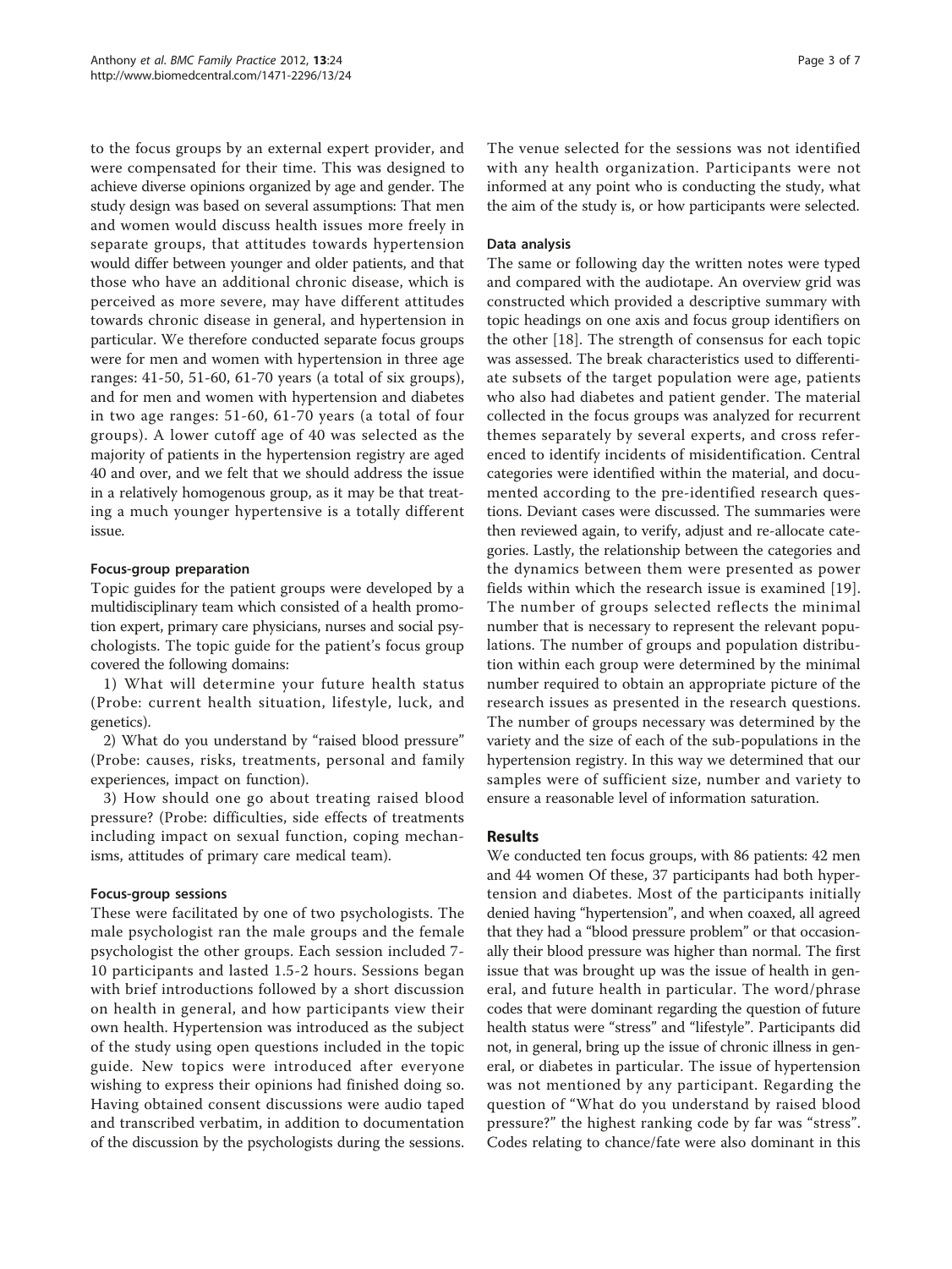to the focus groups by an external expert provider, and were compensated for their time. This was designed to achieve diverse opinions organized by age and gender. The study design was based on several assumptions: That men and women would discuss health issues more freely in separate groups, that attitudes towards hypertension would differ between younger and older patients, and that those who have an additional chronic disease, which is perceived as more severe, may have different attitudes towards chronic disease in general, and hypertension in particular. We therefore conducted separate focus groups were for men and women with hypertension in three age ranges: 41-50, 51-60, 61-70 years (a total of six groups), and for men and women with hypertension and diabetes in two age ranges: 51-60, 61-70 years (a total of four groups). A lower cutoff age of 40 was selected as the majority of patients in the hypertension registry are aged 40 and over, and we felt that we should address the issue in a relatively homogenous group, as it may be that treating a much younger hypertensive is a totally different issue.

### Focus-group preparation

Topic guides for the patient groups were developed by a multidisciplinary team which consisted of a health promotion expert, primary care physicians, nurses and social psychologists. The topic guide for the patient's focus group covered the following domains:

1) What will determine your future health status (Probe: current health situation, lifestyle, luck, and genetics).

2) What do you understand by "raised blood pressure" (Probe: causes, risks, treatments, personal and family experiences, impact on function).

3) How should one go about treating raised blood pressure? (Probe: difficulties, side effects of treatments including impact on sexual function, coping mechanisms, attitudes of primary care medical team).

### Focus-group sessions

These were facilitated by one of two psychologists. The male psychologist ran the male groups and the female psychologist the other groups. Each session included 7-10 participants and lasted 1.5-2 hours. Sessions began with brief introductions followed by a short discussion on health in general, and how participants view their own health. Hypertension was introduced as the subject of the study using open questions included in the topic guide. New topics were introduced after everyone wishing to express their opinions had finished doing so. Having obtained consent discussions were audio taped and transcribed verbatim, in addition to documentation of the discussion by the psychologists during the sessions.

The venue selected for the sessions was not identified with any health organization. Participants were not informed at any point who is conducting the study, what the aim of the study is, or how participants were selected.

### Data analysis

The same or following day the written notes were typed and compared with the audiotape. An overview grid was constructed which provided a descriptive summary with topic headings on one axis and focus group identifiers on the other [18]. The strength of consensus for each topic was assessed. The break characteristics used to differentiate subsets of the target population were age, patients who also had diabetes and patient gender. The material collected in the focus groups was analyzed for recurrent themes separately by several experts, and cross referenced to identify incidents of misidentification. Central categories were identified within the material, and documented according to the pre-identified research questions. Deviant cases were discussed. The summaries were then reviewed again, to verify, adjust and re-allocate categories. Lastly, the relationship between the categories and the dynamics between them were presented as power fields within which the research issue is examined [19]. The number of groups selected reflects the minimal number that is necessary to represent the relevant populations. The number of groups and population distribution within each group were determined by the minimal number required to obtain an appropriate picture of the research issues as presented in the research questions. The number of groups necessary was determined by the variety and the size of each of the sub-populations in the hypertension registry. In this way we determined that our samples were of sufficient size, number and variety to ensure a reasonable level of information saturation.

## Results

We conducted ten focus groups, with 86 patients: 42 men and 44 women Of these, 37 participants had both hypertension and diabetes. Most of the participants initially denied having "hypertension", and when coaxed, all agreed that they had a "blood pressure problem" or that occasionally their blood pressure was higher than normal. The first issue that was brought up was the issue of health in general, and future health in particular. The word/phrase codes that were dominant regarding the question of future health status were "stress" and "lifestyle". Participants did not, in general, bring up the issue of chronic illness in general, or diabetes in particular. The issue of hypertension was not mentioned by any participant. Regarding the question of "What do you understand by raised blood pressure?" the highest ranking code by far was "stress". Codes relating to chance/fate were also dominant in this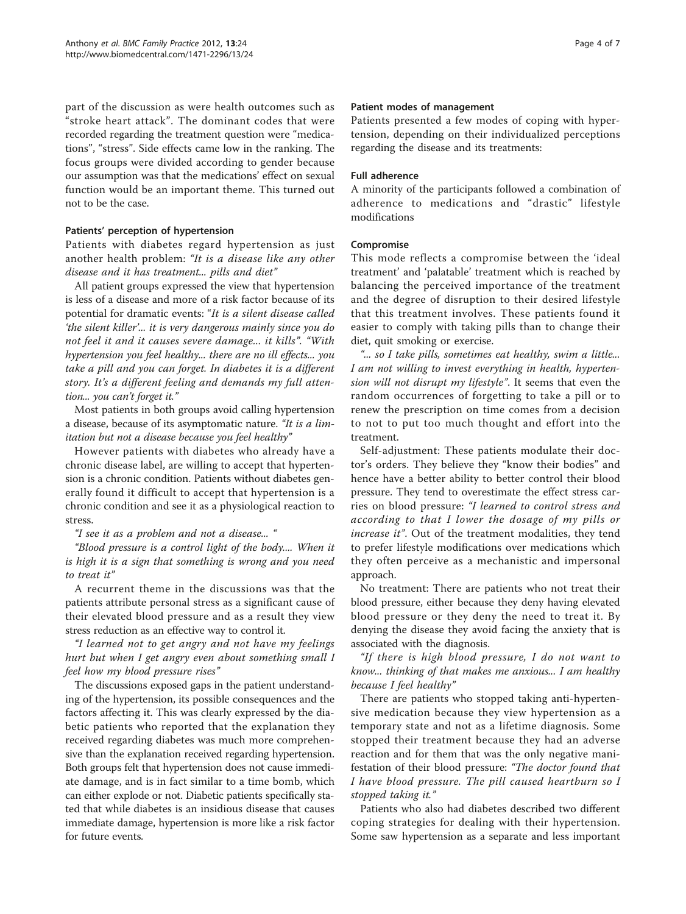part of the discussion as were health outcomes such as "stroke heart attack". The dominant codes that were recorded regarding the treatment question were "medications", "stress". Side effects came low in the ranking. The focus groups were divided according to gender because our assumption was that the medications' effect on sexual function would be an important theme. This turned out not to be the case.

### Patients' perception of hypertension

Patients with diabetes regard hypertension as just another health problem: *"It is a disease like any other disease and it has treatment... pills and diet"*

All patient groups expressed the view that hypertension is less of a disease and more of a risk factor because of its potential for dramatic events: "*It is a silent disease called 'the silent killer'... it is very dangerous mainly since you do not feel it and it causes severe damage... it kills*". "*With hypertension you feel healthy... there are no ill effects... you take a pill and you can forget. In diabetes it is a different story. It's a different feeling and demands my full attention... you can't forget it.*"

Most patients in both groups avoid calling hypertension a disease, because of its asymptomatic nature. *"It is a limitation but not a disease because you feel healthy"*

However patients with diabetes who already have a chronic disease label, are willing to accept that hypertension is a chronic condition. Patients without diabetes generally found it difficult to accept that hypertension is a chronic condition and see it as a physiological reaction to stress.

*"I see it as a problem and not a disease... "*

*"Blood pressure is a control light of the body.... When it is high it is a sign that something is wrong and you need to treat it"*

A recurrent theme in the discussions was that the patients attribute personal stress as a significant cause of their elevated blood pressure and as a result they view stress reduction as an effective way to control it.

*"I learned not to get angry and not have my feelings hurt but when I get angry even about something small I feel how my blood pressure rises"*

The discussions exposed gaps in the patient understanding of the hypertension, its possible consequences and the factors affecting it. This was clearly expressed by the diabetic patients who reported that the explanation they received regarding diabetes was much more comprehensive than the explanation received regarding hypertension. Both groups felt that hypertension does not cause immediate damage, and is in fact similar to a time bomb, which can either explode or not. Diabetic patients specifically stated that while diabetes is an insidious disease that causes immediate damage, hypertension is more like a risk factor for future events.

### Patient modes of management

Patients presented a few modes of coping with hypertension, depending on their individualized perceptions regarding the disease and its treatments:

### Full adherence

A minority of the participants followed a combination of adherence to medications and "drastic" lifestyle modifications

### Compromise

This mode reflects a compromise between the 'ideal treatment' and 'palatable' treatment which is reached by balancing the perceived importance of the treatment and the degree of disruption to their desired lifestyle that this treatment involves. These patients found it easier to comply with taking pills than to change their diet, quit smoking or exercise.

*"... so I take pills, sometimes eat healthy, swim a little... I am not willing to invest everything in health, hypertension will not disrupt my lifestyle"*. It seems that even the random occurrences of forgetting to take a pill or to renew the prescription on time comes from a decision to not to put too much thought and effort into the treatment.

Self-adjustment: These patients modulate their doctor's orders. They believe they "know their bodies" and hence have a better ability to better control their blood pressure. They tend to overestimate the effect stress carries on blood pressure: *"I learned to control stress and according to that I lower the dosage of my pills or increase it"*. Out of the treatment modalities, they tend to prefer lifestyle modifications over medications which they often perceive as a mechanistic and impersonal approach.

No treatment: There are patients who not treat their blood pressure, either because they deny having elevated blood pressure or they deny the need to treat it. By denying the disease they avoid facing the anxiety that is associated with the diagnosis.

*"If there is high blood pressure, I do not want to know... thinking of that makes me anxious... I am healthy because I feel healthy"*

There are patients who stopped taking anti-hypertensive medication because they view hypertension as a temporary state and not as a lifetime diagnosis. Some stopped their treatment because they had an adverse reaction and for them that was the only negative manifestation of their blood pressure: *"The doctor found that I have blood pressure. The pill caused heartburn so I stopped taking it."*

Patients who also had diabetes described two different coping strategies for dealing with their hypertension. Some saw hypertension as a separate and less important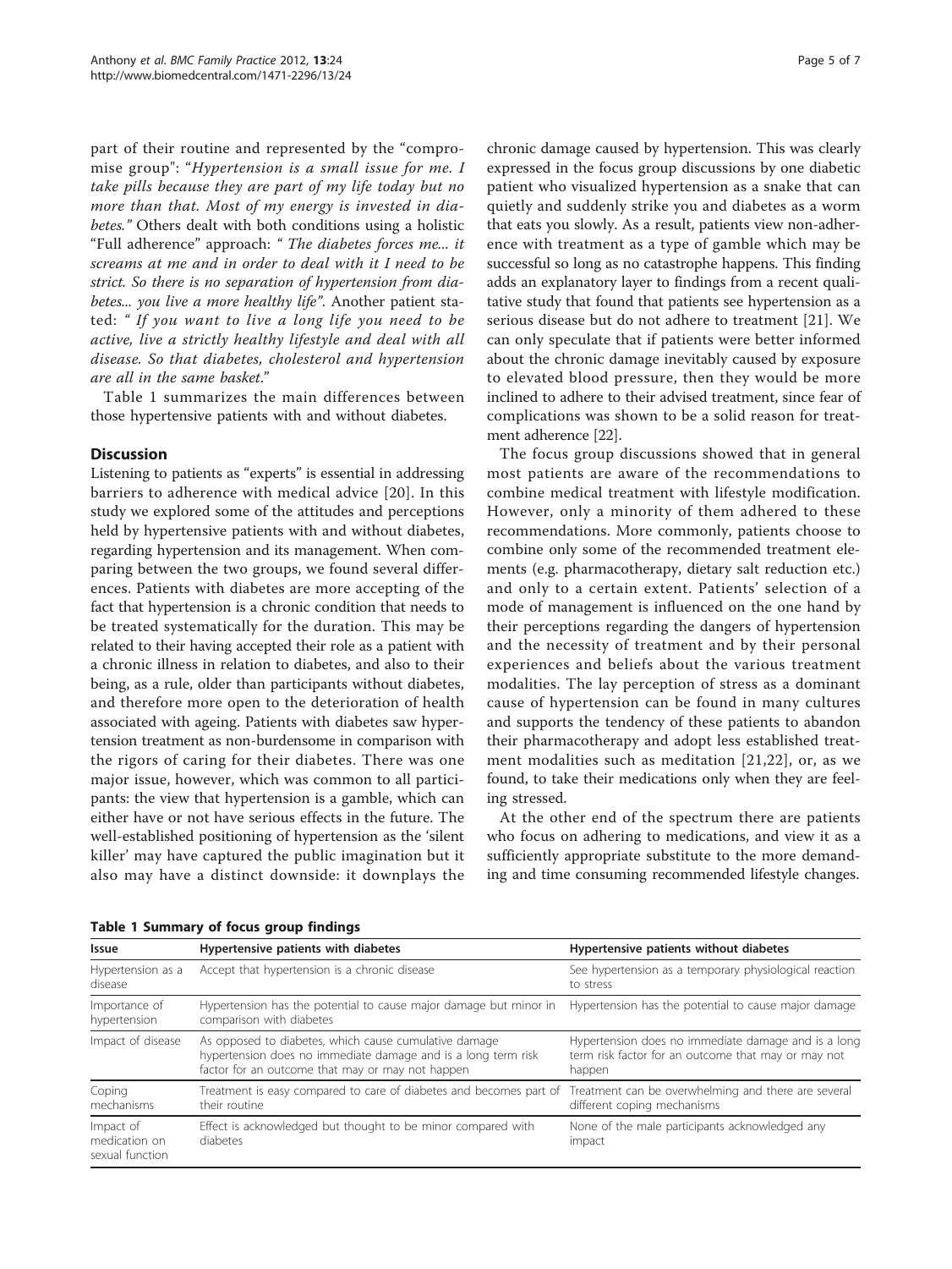part of their routine and represented by the "compromise group": "*Hypertension is a small issue for me. I take pills because they are part of my life today but no more than that. Most of my energy is invested in diabetes.*" Others dealt with both conditions using a holistic "Full adherence" approach: "*The diabetes forces me... it screams at me and in order to deal with it I need to be strict. So there is no separation of hypertension from diabetes... you live a more healthy life*". Another patient stated: "*If you want to live a long life you need to be active, live a strictly healthy lifestyle and deal with all disease. So that diabetes, cholesterol and hypertension are all in the same basket.*"

Table 1 summarizes the main differences between those hypertensive patients with and without diabetes.

## Discussion

Listening to patients as "experts" is essential in addressing barriers to adherence with medical advice [20]. In this study we explored some of the attitudes and perceptions held by hypertensive patients with and without diabetes, regarding hypertension and its management. When comparing between the two groups, we found several differences. Patients with diabetes are more accepting of the fact that hypertension is a chronic condition that needs to be treated systematically for the duration. This may be related to their having accepted their role as a patient with a chronic illness in relation to diabetes, and also to their being, as a rule, older than participants without diabetes, and therefore more open to the deterioration of health associated with ageing. Patients with diabetes saw hypertension treatment as non-burdensome in comparison with the rigors of caring for their diabetes. There was one major issue, however, which was common to all participants: the view that hypertension is a gamble, which can either have or not have serious effects in the future. The well-established positioning of hypertension as the 'silent killer' may have captured the public imagination but it also may have a distinct downside: it downplays the chronic damage caused by hypertension. This was clearly expressed in the focus group discussions by one diabetic patient who visualized hypertension as a snake that can quietly and suddenly strike you and diabetes as a worm that eats you slowly. As a result, patients view non-adherence with treatment as a type of gamble which may be successful so long as no catastrophe happens. This finding adds an explanatory layer to findings from a recent qualitative study that found that patients see hypertension as a serious disease but do not adhere to treatment [21]. We can only speculate that if patients were better informed about the chronic damage inevitably caused by exposure to elevated blood pressure, then they would be more inclined to adhere to their advised treatment, since fear of complications was shown to be a solid reason for treatment adherence [22].

The focus group discussions showed that in general most patients are aware of the recommendations to combine medical treatment with lifestyle modification. However, only a minority of them adhered to these recommendations. More commonly, patients choose to combine only some of the recommended treatment elements (e.g. pharmacotherapy, dietary salt reduction etc.) and only to a certain extent. Patients' selection of a mode of management is influenced on the one hand by their perceptions regarding the dangers of hypertension and the necessity of treatment and by their personal experiences and beliefs about the various treatment modalities. The lay perception of stress as a dominant cause of hypertension can be found in many cultures and supports the tendency of these patients to abandon their pharmacotherapy and adopt less established treatment modalities such as meditation [21,22], or, as we found, to take their medications only when they are feeling stressed.

At the other end of the spectrum there are patients who focus on adhering to medications, and view it as a sufficiently appropriate substitute to the more demanding and time consuming recommended lifestyle changes.

**Table 1 Summary of focus group findings**

| Issue | Hypertensive patients with diabetes | Hypertensive patients without diabetes |
| --- | --- | --- |
| Hypertension as a disease | Accept that hypertension is a chronic disease | See hypertension as a temporary physiological reaction to stress |
| Importance of hypertension | Hypertension has the potential to cause major damage but minor in comparison with diabetes | Hypertension has the potential to cause major damage |
| Impact of disease | As opposed to diabetes, which cause cumulative damage hypertension does no immediate damage and is a long term risk factor for an outcome that may or may not happen | Hypertension does no immediate damage and is a long term risk factor for an outcome that may or may not happen |
| Coping mechanisms | Treatment is easy compared to care of diabetes and becomes part of their routine | Treatment can be overwhelming and there are several different coping mechanisms |
| Impact of medication on sexual function | Effect is acknowledged but thought to be minor compared with diabetes | None of the male participants acknowledged any impact |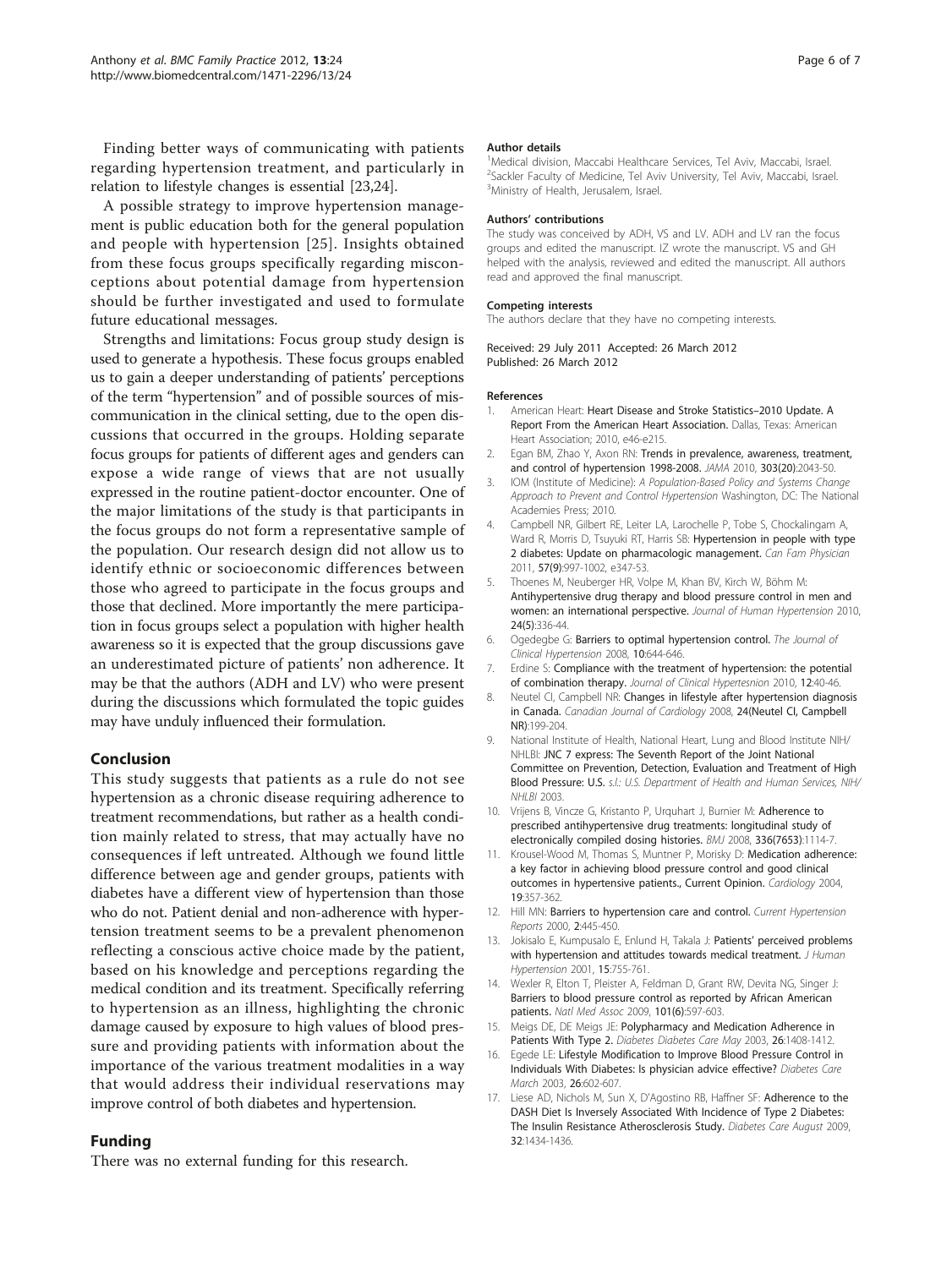Finding better ways of communicating with patients regarding hypertension treatment, and particularly in relation to lifestyle changes is essential [23,24].

A possible strategy to improve hypertension management is public education both for the general population and people with hypertension [25]. Insights obtained from these focus groups specifically regarding misconceptions about potential damage from hypertension should be further investigated and used to formulate future educational messages.

Strengths and limitations: Focus group study design is used to generate a hypothesis. These focus groups enabled us to gain a deeper understanding of patients' perceptions of the term "hypertension" and of possible sources of miscommunication in the clinical setting, due to the open discussions that occurred in the groups. Holding separate focus groups for patients of different ages and genders can expose a wide range of views that are not usually expressed in the routine patient-doctor encounter. One of the major limitations of the study is that participants in the focus groups do not form a representative sample of the population. Our research design did not allow us to identify ethnic or socioeconomic differences between those who agreed to participate in the focus groups and those that declined. More importantly the mere participation in focus groups select a population with higher health awareness so it is expected that the group discussions gave an underestimated picture of patients' non adherence. It may be that the authors (ADH and LV) who were present during the discussions which formulated the topic guides may have unduly influenced their formulation.

## Conclusion

This study suggests that patients as a rule do not see hypertension as a chronic disease requiring adherence to treatment recommendations, but rather as a health condition mainly related to stress, that may actually have no consequences if left untreated. Although we found little difference between age and gender groups, patients with diabetes have a different view of hypertension than those who do not. Patient denial and non-adherence with hypertension treatment seems to be a prevalent phenomenon reflecting a conscious active choice made by the patient, based on his knowledge and perceptions regarding the medical condition and its treatment. Specifically referring to hypertension as an illness, highlighting the chronic damage caused by exposure to high values of blood pressure and providing patients with information about the importance of the various treatment modalities in a way that would address their individual reservations may improve control of both diabetes and hypertension.

## Funding

There was no external funding for this research.

#### Author details

[1]Medical division, Maccabi Healthcare Services, Tel Aviv, Maccabi, Israel. [2]Sackler Faculty of Medicine, Tel Aviv University, Tel Aviv, Maccabi, Israel. [3]Ministry of Health, Jerusalem, Israel.

#### Authors' contributions

The study was conceived by ADH, VS and LV. ADH and LV ran the focus groups and edited the manuscript. IZ wrote the manuscript. VS and GH helped with the analysis, reviewed and edited the manuscript. All authors read and approved the final manuscript.

#### Competing interests

The authors declare that they have no competing interests.

Received: 29 July 2011 Accepted: 26 March 2012
Published: 26 March 2012

#### References

1. American Heart: **Heart Disease and Stroke Statistics–2010 Update. A Report From the American Heart Association.** Dallas, Texas: American Heart Association; 2010, e46-e215.
2. Egan BM, Zhao Y, Axon RN: **Trends in prevalence, awareness, treatment, and control of hypertension 1998-2008.** *JAMA* 2010, **303(20)**:2043-50.
3. IOM (Institute of Medicine): *A Population-Based Policy and Systems Change Approach to Prevent and Control Hypertension* Washington, DC: The National Academies Press; 2010.
4. Campbell NR, Gilbert RE, Leiter LA, Larochelle P, Tobe S, Chockalingam A, Ward R, Morris D, Tsuyuki RT, Harris SB: **Hypertension in people with type 2 diabetes: Update on pharmacologic management.** *Can Fam Physician* 2011, **57(9)**:997-1002, e347-53.
5. Thoenes M, Neuberger HR, Volpe M, Khan BV, Kirch W, Böhm M: **Antihypertensive drug therapy and blood pressure control in men and women: an international perspective.** *Journal of Human Hypertension* 2010, **24(5)**:336-44.
6. Ogedegbe G: **Barriers to optimal hypertension control.** *The Journal of Clinical Hypertension* 2008, **10**:644-646.
7. Erdine S: **Compliance with the treatment of hypertension: the potential of combination therapy.** *Journal of Clinical Hypertesnion* 2010, **12**:40-46.
8. Neutel CI, Campbell NR: **Changes in lifestyle after hypertension diagnosis in Canada.** *Canadian Journal of Cardiology* 2008, **24(Neutel CI, Campbell NR)**:199-204.
9. National Institute of Health, National Heart, Lung and Blood Institute NIH/NHLBI: **JNC 7 express: The Seventh Report of the Joint National Committee on Prevention, Detection, Evaluation and Treatment of High Blood Pressure: U.S.** *s.l.: U.S. Department of Health and Human Services, NIH/NHLBI* 2003.
10. Vrijens B, Vincze G, Kristanto P, Urquhart J, Burnier M: **Adherence to prescribed antihypertensive drug treatments: longitudinal study of electronically compiled dosing histories.** *BMJ* 2008, **336(7653)**:1114-7.
11. Krousel-Wood M, Thomas S, Muntner P, Morisky D: **Medication adherence: a key factor in achieving blood pressure control and good clinical outcomes in hypertensive patients., Current Opinion.** *Cardiology* 2004, **19**:357-362.
12. Hill MN: **Barriers to hypertension care and control.** *Current Hypertension Reports* 2000, **2**:445-450.
13. Jokisalo E, Kumpusalo E, Enlund H, Takala J: **Patients' perceived problems with hypertension and attitudes towards medical treatment.** *J Human Hypertension* 2001, **15**:755-761.
14. Wexler R, Elton T, Pleister A, Feldman D, Grant RW, Devita NG, Singer J: **Barriers to blood pressure control as reported by African American patients.** *Natl Med Assoc* 2009, **101(6)**:597-603.
15. Meigs DE, DE Meigs JE: **Polypharmacy and Medication Adherence in Patients With Type 2.** *Diabetes Diabetes Care May* 2003, **26**:1408-1412.
16. Egede LE: **Lifestyle Modification to Improve Blood Pressure Control in Individuals With Diabetes: Is physician advice effective?** *Diabetes Care March* 2003, **26**:602-607.
17. Liese AD, Nichols M, Sun X, D'Agostino RB, Haffner SF: **Adherence to the DASH Diet Is Inversely Associated With Incidence of Type 2 Diabetes: The Insulin Resistance Atherosclerosis Study.** *Diabetes Care August* 2009, **32**:1434-1436.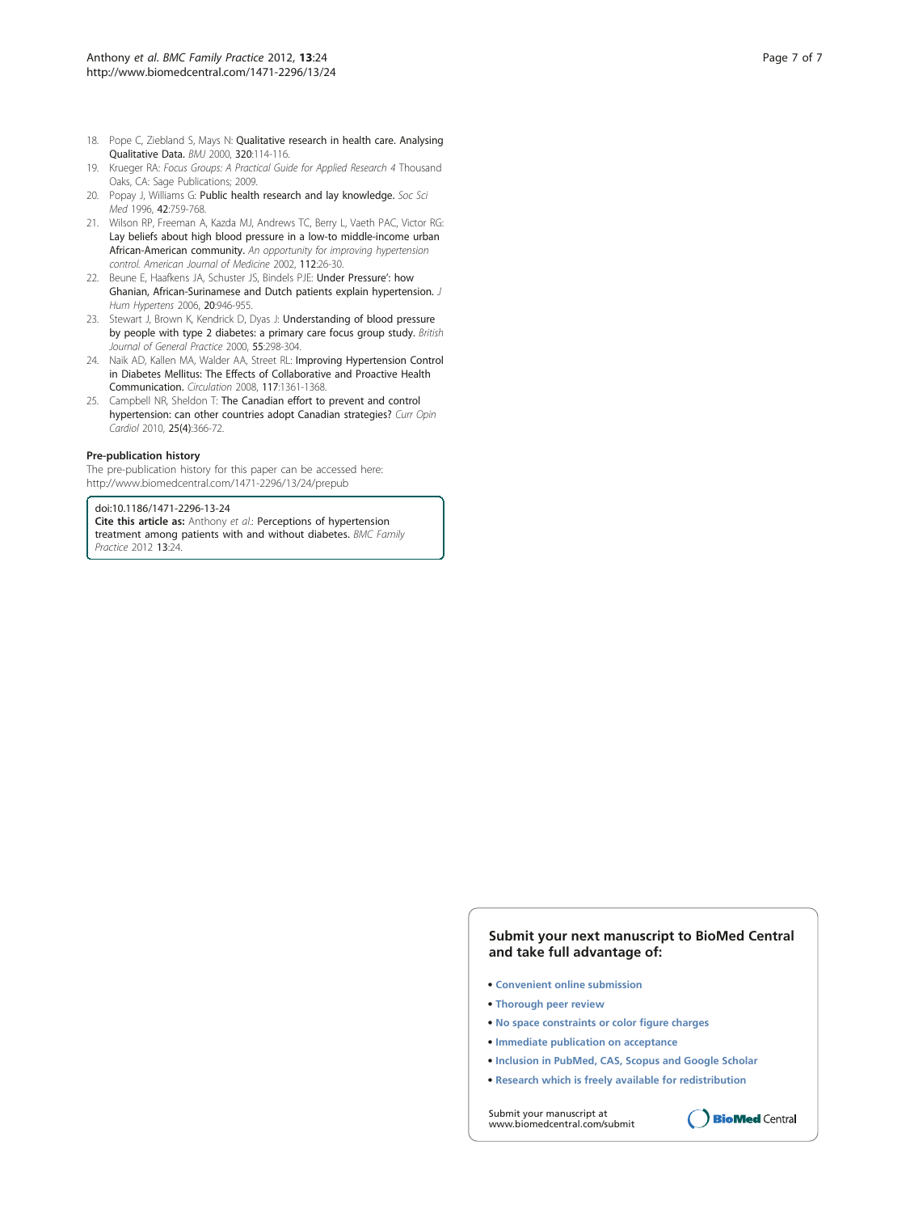18. Pope C, Ziebland S, Mays N: **Qualitative research in health care. Analysing Qualitative Data.** *BMJ* 2000, **320**:114-116.
19. Krueger RA: *Focus Groups: A Practical Guide for Applied Research 4* Thousand Oaks, CA: Sage Publications; 2009.
20. Popay J, Williams G: **Public health research and lay knowledge.** *Soc Sci Med* 1996, **42**:759-768.
21. Wilson RP, Freeman A, Kazda MJ, Andrews TC, Berry L, Vaeth PAC, Victor RG: **Lay beliefs about high blood pressure in a low-to middle-income urban African-American community.** *An opportunity for improving hypertension control. American Journal of Medicine* 2002, **112**:26-30.
22. Beune E, Haafkens JA, Schuster JS, Bindels PJE: **Under Pressure': how Ghanian, African-Surinamese and Dutch patients explain hypertension.** *J Hum Hypertens* 2006, **20**:946-955.
23. Stewart J, Brown K, Kendrick D, Dyas J: **Understanding of blood pressure by people with type 2 diabetes: a primary care focus group study.** *British Journal of General Practice* 2000, **55**:298-304.
24. Naik AD, Kallen MA, Walder AA, Street RL: **Improving Hypertension Control in Diabetes Mellitus: The Effects of Collaborative and Proactive Health Communication.** *Circulation* 2008, **117**:1361-1368.
25. Campbell NR, Sheldon T: **The Canadian effort to prevent and control hypertension: can other countries adopt Canadian strategies?** *Curr Opin Cardiol* 2010, **25(4)**:366-72.

### Pre-publication history

The pre-publication history for this paper can be accessed here: http://www.biomedcentral.com/1471-2296/13/24/prepub

doi:10.1186/1471-2296-13-24

**Cite this article as:** Anthony *et al.*: Perceptions of hypertension treatment among patients with and without diabetes. *BMC Family Practice* 2012 **13**:24.

**Submit your next manuscript to BioMed Central and take full advantage of:**

- Convenient online submission
- Thorough peer review
- No space constraints or color figure charges
- Immediate publication on acceptance
- Inclusion in PubMed, CAS, Scopus and Google Scholar
- Research which is freely available for redistribution

Submit your manuscript at www.biomedcentral.com/submit

BioMed Central